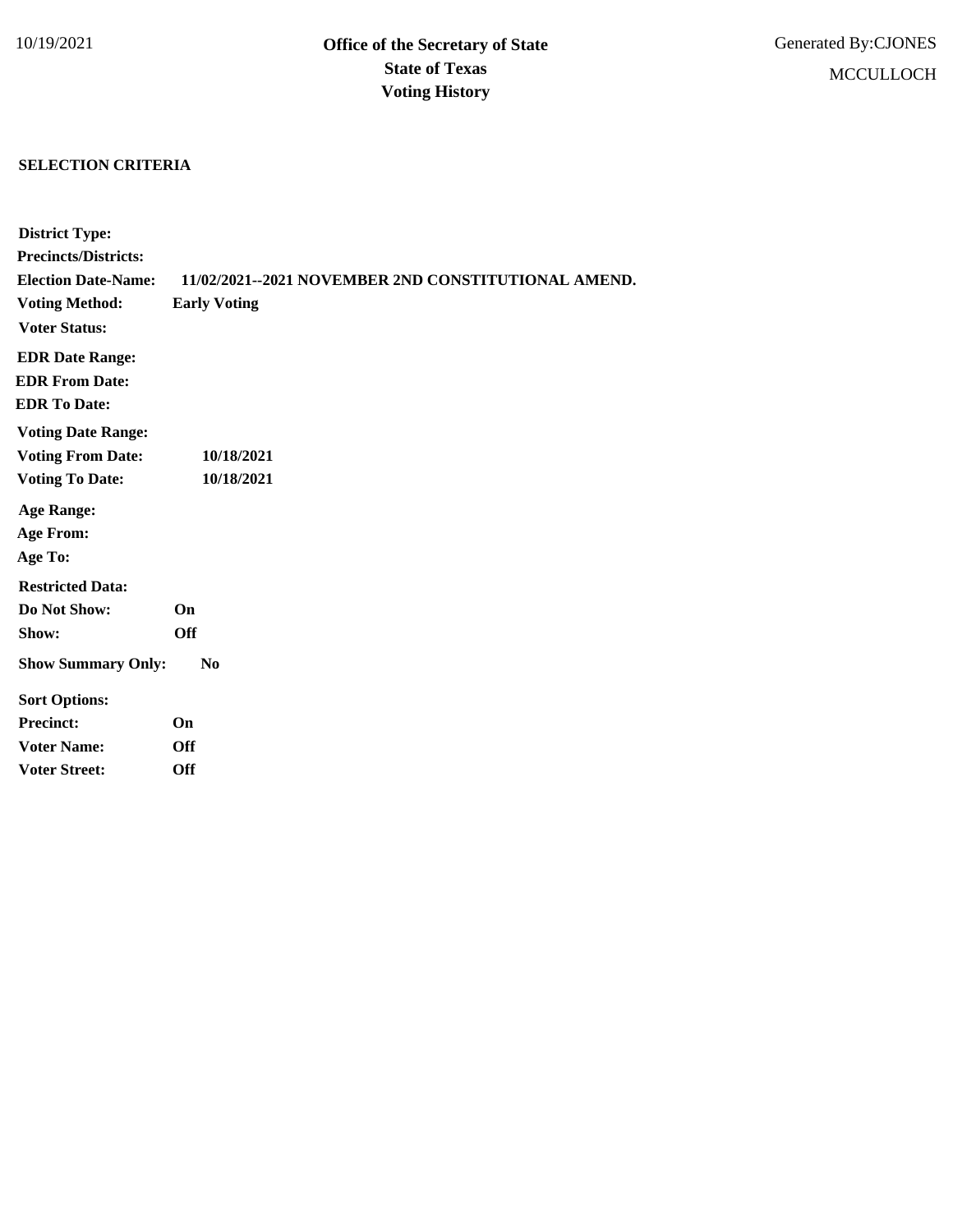10/19/2021

# Office of the Secretary of State
## State of Texas
## Voting History

Generated By:CJONES

MCCULLOCH

**SELECTION CRITERIA**

**District Type:**

**Precincts/Districts:**

**Election Date-Name:** **11/02/2021--2021 NOVEMBER 2ND CONSTITUTIONAL AMEND.**

**Voting Method:** **Early Voting**

**Voter Status:**

**EDR Date Range:**

**EDR From Date:**

**EDR To Date:**

**Voting Date Range:**

**Voting From Date:** **10/18/2021**

**Voting To Date:** **10/18/2021**

**Age Range:**

**Age From:**

**Age To:**

**Restricted Data:**

**Do Not Show:** **On**

**Show:** **Off**

**Show Summary Only:** **No**

**Sort Options:**

**Precinct:** **On**

**Voter Name:** **Off**

**Voter Street:** **Off**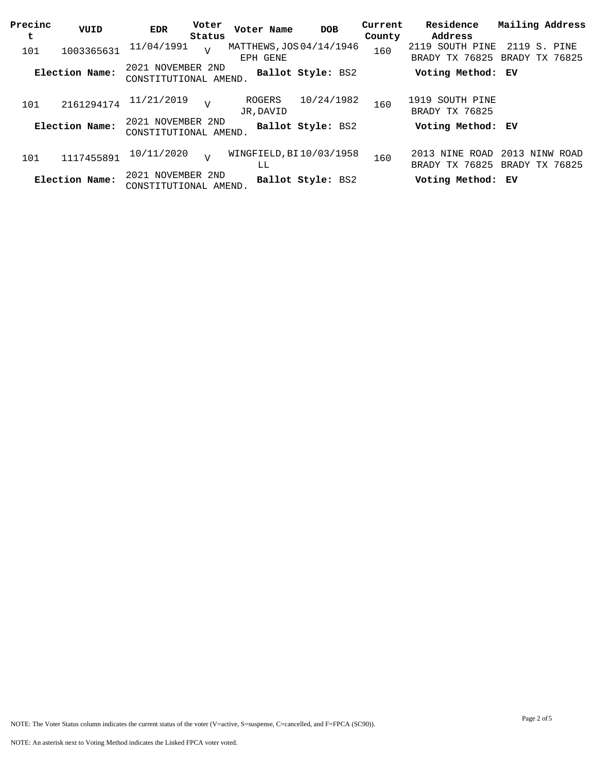| Precinct | VUID | EDR | Voter Status | Voter Name | DOB | Current County | Residence Address | Mailing Address |
|---|---|---|---|---|---|---|---|---|
| 101 | 1003365631 | 11/04/1991 | V | MATTHEWS,JOSEPH GENE | 04/14/1946 | 160 | 2119 SOUTH PINE BRADY TX 76825 | 2119 S. PINE BRADY TX 76825 |
| **Election Name:** | 2021 NOVEMBER 2ND CONSTITUTIONAL AMEND. | | **Ballot Style:** BS2 | | | | **Voting Method: EV** | |
| 101 | 2161294174 | 11/21/2019 | V | ROGERS JR,DAVID | 10/24/1982 | 160 | 1919 SOUTH PINE BRADY TX 76825 | |
| **Election Name:** | 2021 NOVEMBER 2ND CONSTITUTIONAL AMEND. | | **Ballot Style:** BS2 | | | | **Voting Method: EV** | |
| 101 | 1117455891 | 10/11/2020 | V | WINGFIELD,BILL | 10/03/1958 | 160 | 2013 NINE ROAD BRADY TX 76825 | 2013 NINW ROAD BRADY TX 76825 |
| **Election Name:** | 2021 NOVEMBER 2ND CONSTITUTIONAL AMEND. | | **Ballot Style:** BS2 | | | | **Voting Method: EV** | |

NOTE: The Voter Status column indicates the current status of the voter (V=active, S=suspense, C=cancelled, and F=FPCA (SC90)).

NOTE: An asterisk next to Voting Method indicates the Linked FPCA voter voted.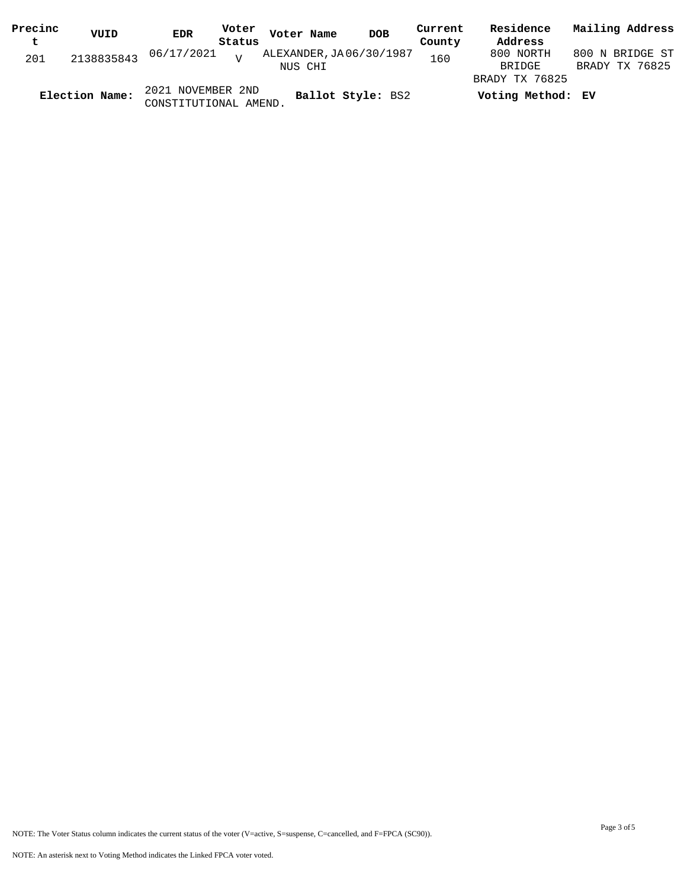| Precinct | VUID | EDR | Voter Status | Voter Name | DOB | Current County | Residence Address | Mailing Address |
|---|---|---|---|---|---|---|---|---|
| 201 | 2138835843 | 06/17/2021 | V | ALEXANDER, JANUS CHI | 06/30/1987 | 160 | 800 NORTH BRIDGE BRADY TX 76825 | 800 N BRIDGE ST BRADY TX 76825 |

**Election Name:** 2021 NOVEMBER 2ND CONSTITUTIONAL AMEND. **Ballot Style:** BS2 **Voting Method:** EV

NOTE: The Voter Status column indicates the current status of the voter (V=active, S=suspense, C=cancelled, and F=FPCA (SC90)).

NOTE: An asterisk next to Voting Method indicates the Linked FPCA voter voted.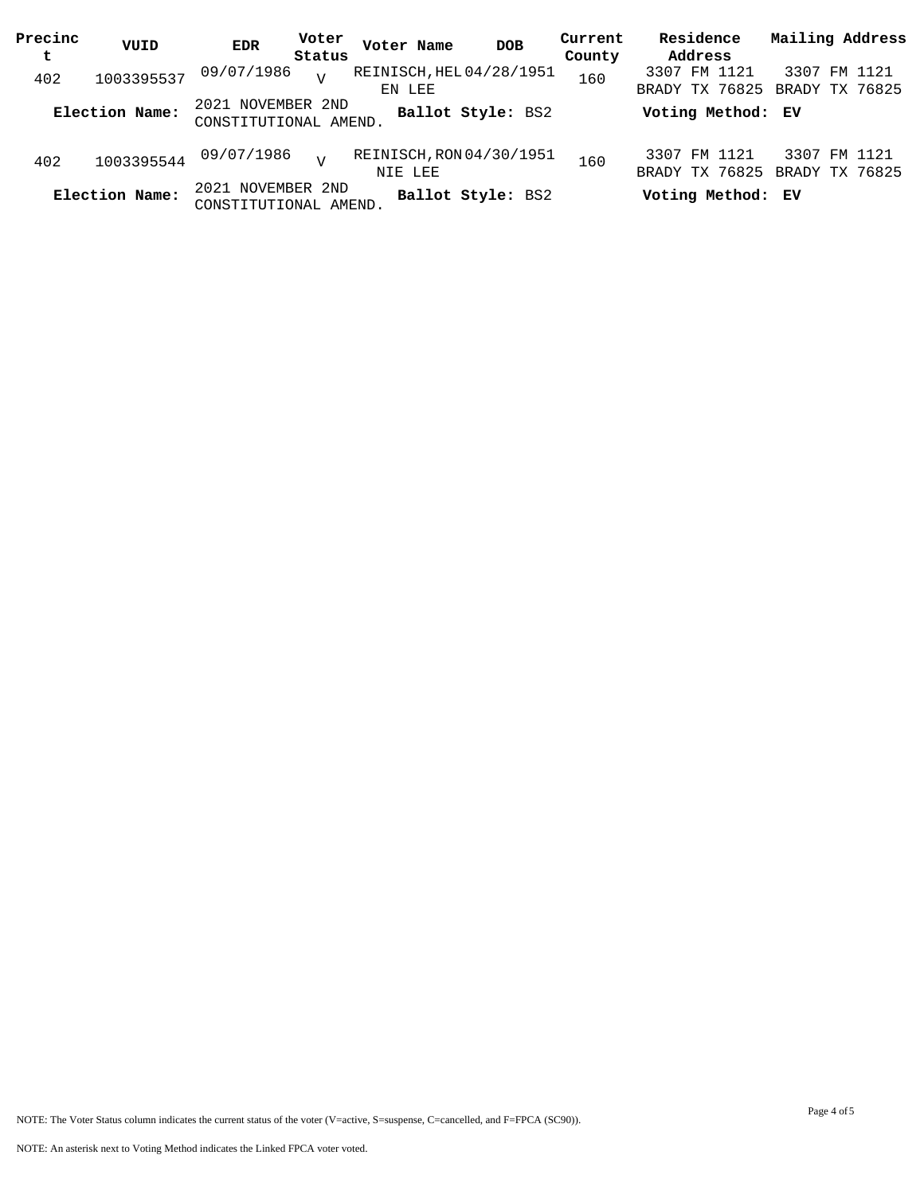| Precinct | VUID | EDR | Voter Status | Voter Name | DOB | Current County | Residence Address | Mailing Address |
|---|---|---|---|---|---|---|---|---|
| 402 | 1003395537 | 09/07/1986 | V | REINISCH,HELEN LEE | 04/28/1951 | 160 | 3307 FM 1121 BRADY TX 76825 | 3307 FM 1121 BRADY TX 76825 |
| **Election Name:** | 2021 NOVEMBER 2ND CONSTITUTIONAL AMEND. | | | **Ballot Style:** BS2 | | | **Voting Method:** EV | |
| 402 | 1003395544 | 09/07/1986 | V | REINISCH,RONNIE LEE | 04/30/1951 | 160 | 3307 FM 1121 BRADY TX 76825 | 3307 FM 1121 BRADY TX 76825 |
| **Election Name:** | 2021 NOVEMBER 2ND CONSTITUTIONAL AMEND. | | | **Ballot Style:** BS2 | | | **Voting Method:** EV | |

NOTE: The Voter Status column indicates the current status of the voter (V=active, S=suspense, C=cancelled, and F=FPCA (SC90)).

NOTE: An asterisk next to Voting Method indicates the Linked FPCA voter voted.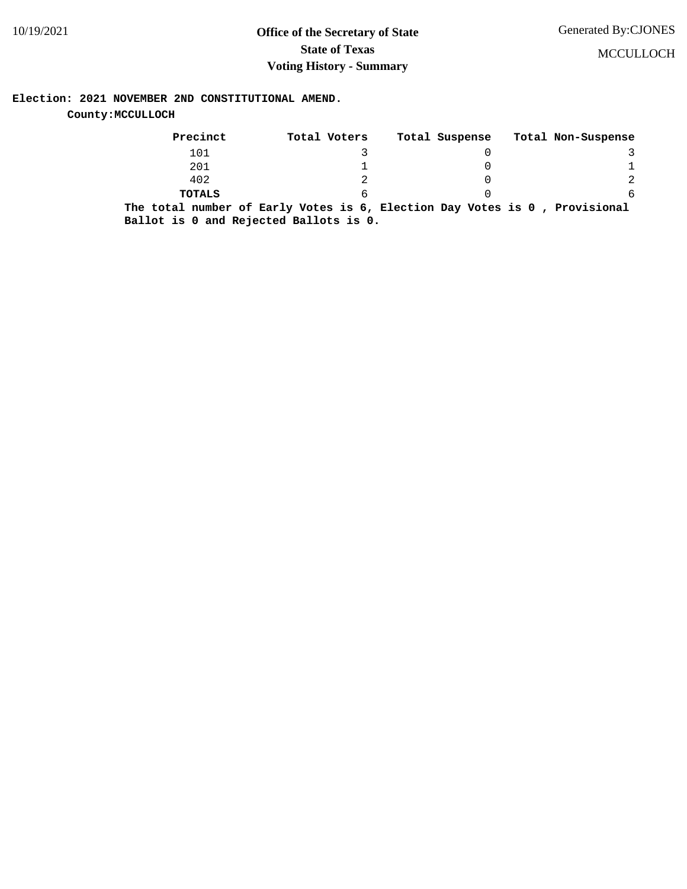10/19/2021

**Office of the Secretary of State**
**State of Texas**
**Voting History - Summary**

Generated By:CJONES

MCCULLOCH

**Election: 2021 NOVEMBER 2ND CONSTITUTIONAL AMEND.**

**County:MCCULLOCH**

| Precinct | Total Voters | Total Suspense | Total Non-Suspense |
|---|---|---|---|
| 101 | 3 | 0 | 3 |
| 201 | 1 | 0 | 1 |
| 402 | 2 | 0 | 2 |
| **TOTALS** | 6 | 0 | 6 |

**The total number of Early Votes is 6, Election Day Votes is 0 , Provisional Ballot is 0 and Rejected Ballots is 0.**